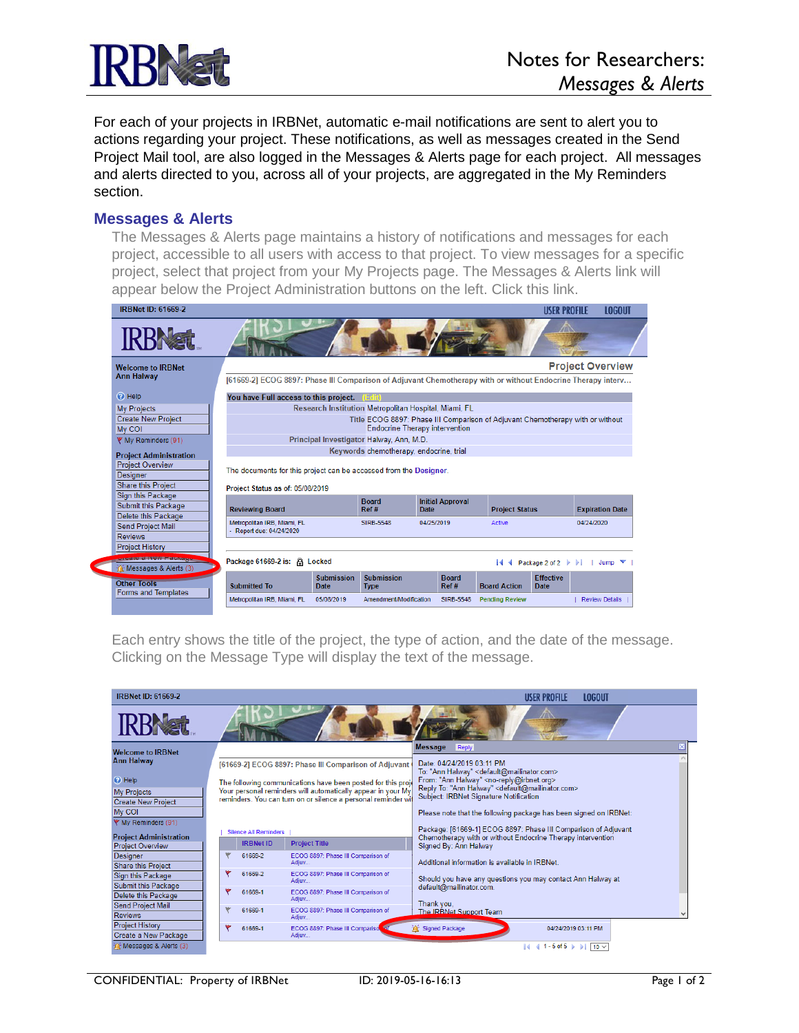# Notes for Researchers: *Messages & Alerts*

For each of your projects in IRBNet, automatic e-mail notifications are sent to alert you to actions regarding your project. These notifications, as well as messages created in the Send Project Mail tool, are also logged in the Messages & Alerts page for each project. All messages and alerts directed to you, across all of your projects, are aggregated in the My Reminders section.

## Messages & Alerts

The Messages & Alerts page maintains a history of notifications and messages for each project, accessible to all users with access to that project. To view messages for a specific project, select that project from your My Projects page. The Messages & Alerts link will appear below the Project Administration buttons on the left. Click this link.

Each entry shows the title of the project, the type of action, and the date of the message. Clicking on the Message Type will display the text of the message.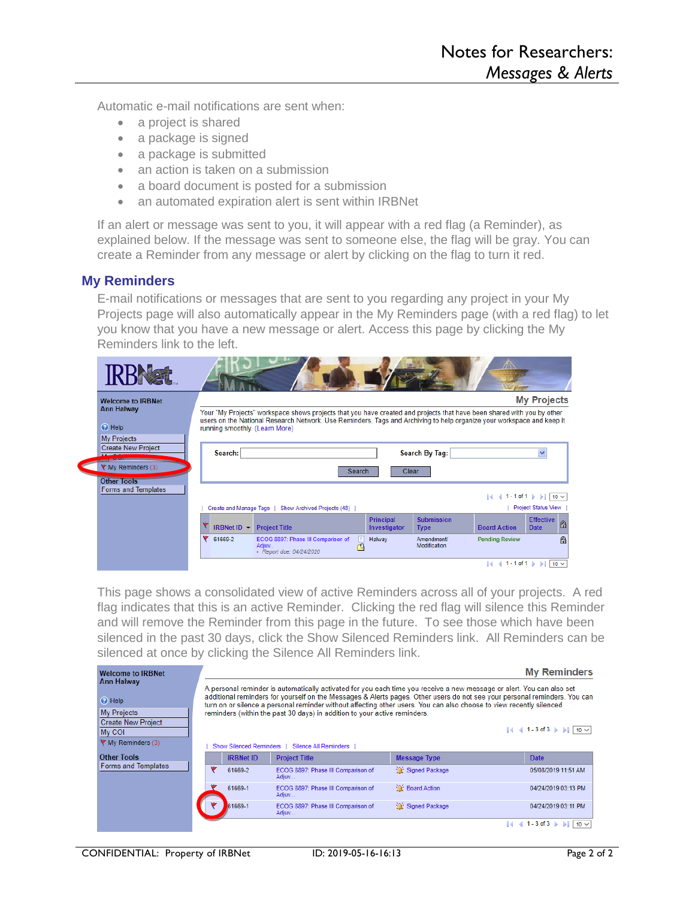Automatic e-mail notifications are sent when:

- a project is shared
- a package is signed
- a package is submitted
- an action is taken on a submission
- a board document is posted for a submission
- an automated expiration alert is sent within IRBNet

If an alert or message was sent to you, it will appear with a red flag (a Reminder), as explained below. If the message was sent to someone else, the flag will be gray. You can create a Reminder from any message or alert by clicking on the flag to turn it red.

## My Reminders

E-mail notifications or messages that are sent to you regarding any project in your My Projects page will also automatically appear in the My Reminders page (with a red flag) to let you know that you have a new message or alert. Access this page by clicking the My Reminders link to the left.

This page shows a consolidated view of active Reminders across all of your projects. A red flag indicates that this is an active Reminder. Clicking the red flag will silence this Reminder and will remove the Reminder from this page in the future. To see those which have been silenced in the past 30 days, click the Show Silenced Reminders link. All Reminders can be silenced at once by clicking the Silence All Reminders link.